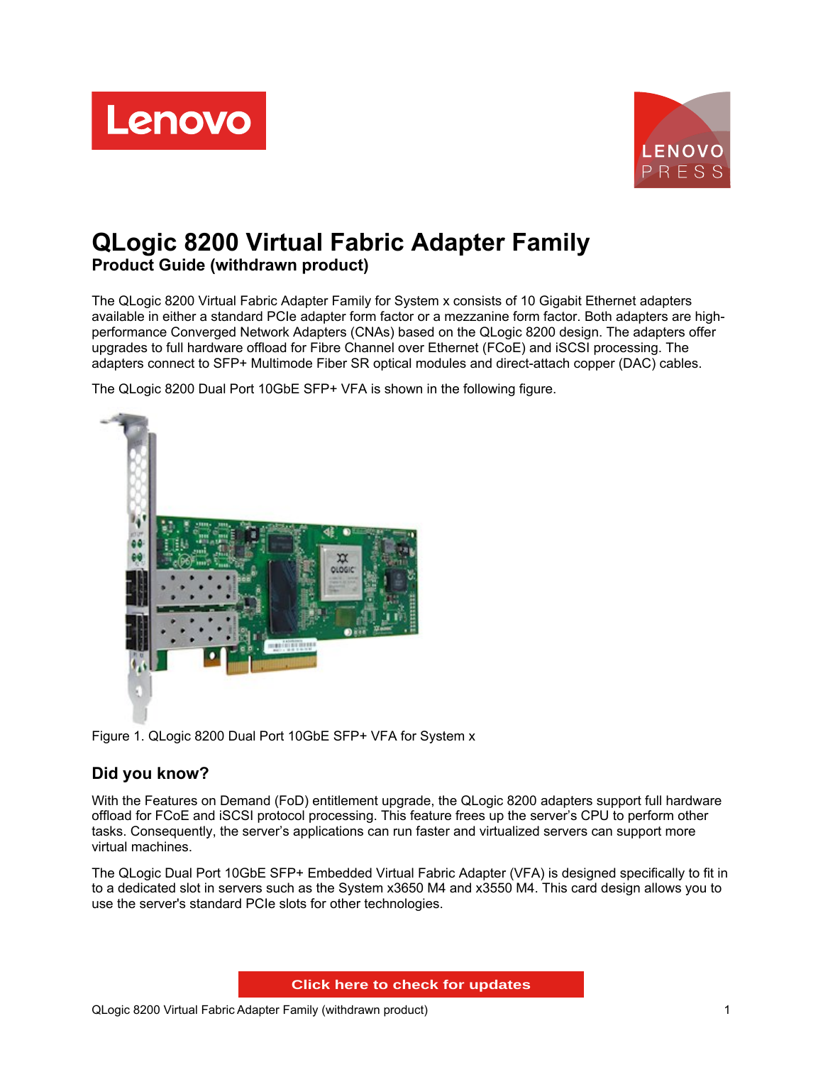# QLogic 8200 Virtual Fabric Adapter Family

**Product Guide (withdrawn product)**

The QLogic 8200 Virtual Fabric Adapter Family for System x consists of 10 Gigabit Ethernet adapters available in either a standard PCIe adapter form factor or a mezzanine form factor. Both adapters are high-performance Converged Network Adapters (CNAs) based on the QLogic 8200 design. The adapters offer upgrades to full hardware offload for Fibre Channel over Ethernet (FCoE) and iSCSI processing. The adapters connect to SFP+ Multimode Fiber SR optical modules and direct-attach copper (DAC) cables.

The QLogic 8200 Dual Port 10GbE SFP+ VFA is shown in the following figure.

Figure 1. QLogic 8200 Dual Port 10GbE SFP+ VFA for System x

## Did you know?

With the Features on Demand (FoD) entitlement upgrade, the QLogic 8200 adapters support full hardware offload for FCoE and iSCSI protocol processing. This feature frees up the server's CPU to perform other tasks. Consequently, the server's applications can run faster and virtualized servers can support more virtual machines.

The QLogic Dual Port 10GbE SFP+ Embedded Virtual Fabric Adapter (VFA) is designed specifically to fit in to a dedicated slot in servers such as the System x3650 M4 and x3550 M4. This card design allows you to use the server's standard PCIe slots for other technologies.

Click here to check for updates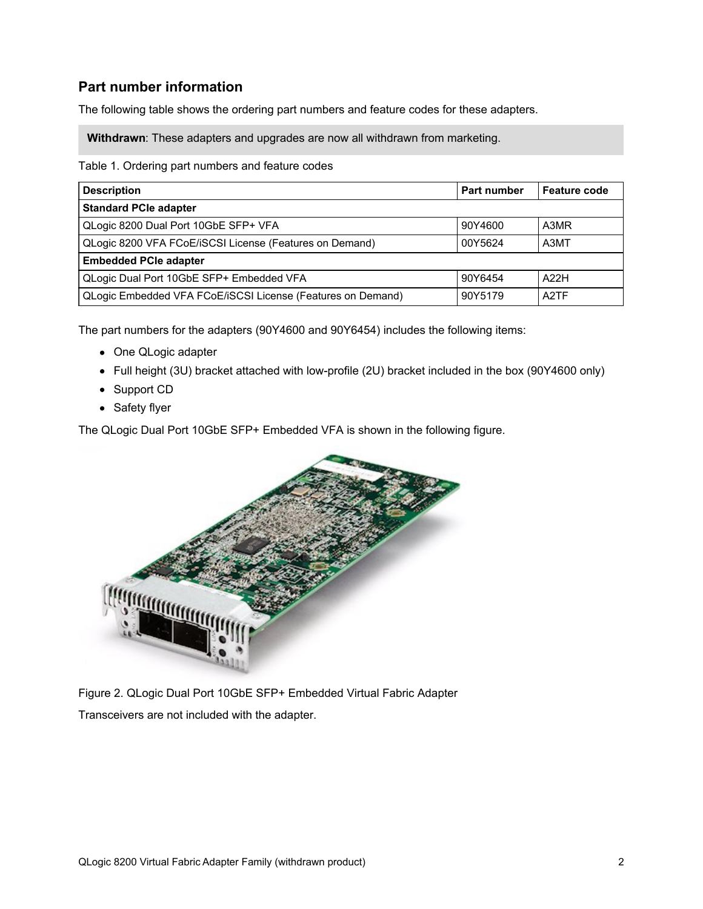## Part number information

The following table shows the ordering part numbers and feature codes for these adapters.

**Withdrawn**: These adapters and upgrades are now all withdrawn from marketing.

Table 1. Ordering part numbers and feature codes

| Description | Part number | Feature code |
|---|---|---|
| **Standard PCIe adapter** | | |
| QLogic 8200 Dual Port 10GbE SFP+ VFA | 90Y4600 | A3MR |
| QLogic 8200 VFA FCoE/iSCSI License (Features on Demand) | 00Y5624 | A3MT |
| **Embedded PCIe adapter** | | |
| QLogic Dual Port 10GbE SFP+ Embedded VFA | 90Y6454 | A22H |
| QLogic Embedded VFA FCoE/iSCSI License (Features on Demand) | 90Y5179 | A2TF |

The part numbers for the adapters (90Y4600 and 90Y6454) includes the following items:

- One QLogic adapter
- Full height (3U) bracket attached with low-profile (2U) bracket included in the box (90Y4600 only)
- Support CD
- Safety flyer

The QLogic Dual Port 10GbE SFP+ Embedded VFA is shown in the following figure.

Figure 2. QLogic Dual Port 10GbE SFP+ Embedded Virtual Fabric Adapter

Transceivers are not included with the adapter.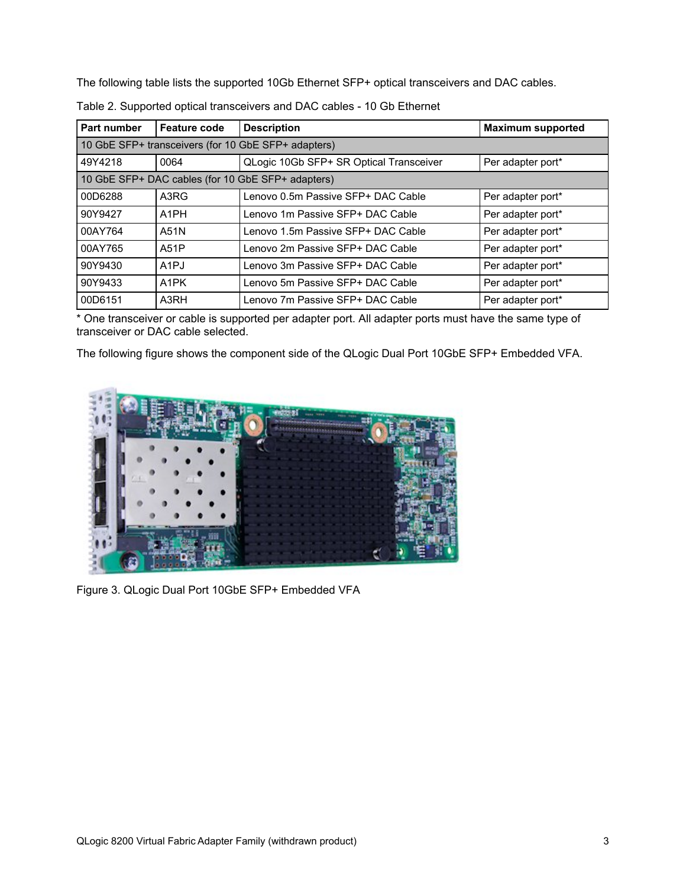The following table lists the supported 10Gb Ethernet SFP+ optical transceivers and DAC cables.

Table 2. Supported optical transceivers and DAC cables - 10 Gb Ethernet

| Part number | Feature code | Description | Maximum supported |
|---|---|---|---|
| 10 GbE SFP+ transceivers (for 10 GbE SFP+ adapters) | | | |
| 49Y4218 | 0064 | QLogic 10Gb SFP+ SR Optical Transceiver | Per adapter port* |
| 10 GbE SFP+ DAC cables (for 10 GbE SFP+ adapters) | | | |
| 00D6288 | A3RG | Lenovo 0.5m Passive SFP+ DAC Cable | Per adapter port* |
| 90Y9427 | A1PH | Lenovo 1m Passive SFP+ DAC Cable | Per adapter port* |
| 00AY764 | A51N | Lenovo 1.5m Passive SFP+ DAC Cable | Per adapter port* |
| 00AY765 | A51P | Lenovo 2m Passive SFP+ DAC Cable | Per adapter port* |
| 90Y9430 | A1PJ | Lenovo 3m Passive SFP+ DAC Cable | Per adapter port* |
| 90Y9433 | A1PK | Lenovo 5m Passive SFP+ DAC Cable | Per adapter port* |
| 00D6151 | A3RH | Lenovo 7m Passive SFP+ DAC Cable | Per adapter port* |

* One transceiver or cable is supported per adapter port. All adapter ports must have the same type of transceiver or DAC cable selected.

The following figure shows the component side of the QLogic Dual Port 10GbE SFP+ Embedded VFA.

Figure 3. QLogic Dual Port 10GbE SFP+ Embedded VFA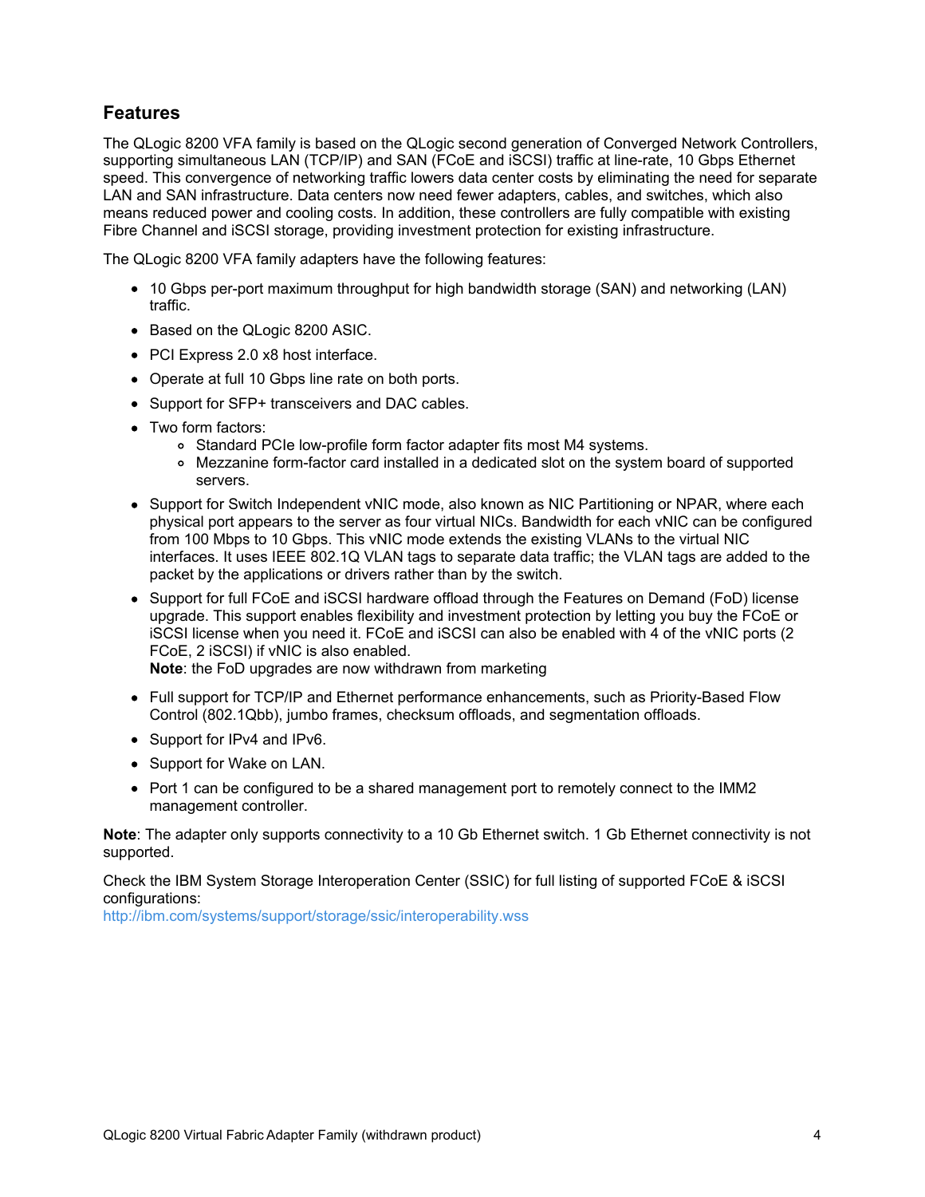## Features

The QLogic 8200 VFA family is based on the QLogic second generation of Converged Network Controllers, supporting simultaneous LAN (TCP/IP) and SAN (FCoE and iSCSI) traffic at line-rate, 10 Gbps Ethernet speed. This convergence of networking traffic lowers data center costs by eliminating the need for separate LAN and SAN infrastructure. Data centers now need fewer adapters, cables, and switches, which also means reduced power and cooling costs. In addition, these controllers are fully compatible with existing Fibre Channel and iSCSI storage, providing investment protection for existing infrastructure.

The QLogic 8200 VFA family adapters have the following features:

- 10 Gbps per-port maximum throughput for high bandwidth storage (SAN) and networking (LAN) traffic.
- Based on the QLogic 8200 ASIC.
- PCI Express 2.0 x8 host interface.
- Operate at full 10 Gbps line rate on both ports.
- Support for SFP+ transceivers and DAC cables.
- Two form factors:
  - Standard PCIe low-profile form factor adapter fits most M4 systems.
  - Mezzanine form-factor card installed in a dedicated slot on the system board of supported servers.
- Support for Switch Independent vNIC mode, also known as NIC Partitioning or NPAR, where each physical port appears to the server as four virtual NICs. Bandwidth for each vNIC can be configured from 100 Mbps to 10 Gbps. This vNIC mode extends the existing VLANs to the virtual NIC interfaces. It uses IEEE 802.1Q VLAN tags to separate data traffic; the VLAN tags are added to the packet by the applications or drivers rather than by the switch.
- Support for full FCoE and iSCSI hardware offload through the Features on Demand (FoD) license upgrade. This support enables flexibility and investment protection by letting you buy the FCoE or iSCSI license when you need it. FCoE and iSCSI can also be enabled with 4 of the vNIC ports (2 FCoE, 2 iSCSI) if vNIC is also enabled.
  **Note**: the FoD upgrades are now withdrawn from marketing
- Full support for TCP/IP and Ethernet performance enhancements, such as Priority-Based Flow Control (802.1Qbb), jumbo frames, checksum offloads, and segmentation offloads.
- Support for IPv4 and IPv6.
- Support for Wake on LAN.
- Port 1 can be configured to be a shared management port to remotely connect to the IMM2 management controller.

**Note**: The adapter only supports connectivity to a 10 Gb Ethernet switch. 1 Gb Ethernet connectivity is not supported.

Check the IBM System Storage Interoperation Center (SSIC) for full listing of supported FCoE & iSCSI configurations:
http://ibm.com/systems/support/storage/ssic/interoperability.wss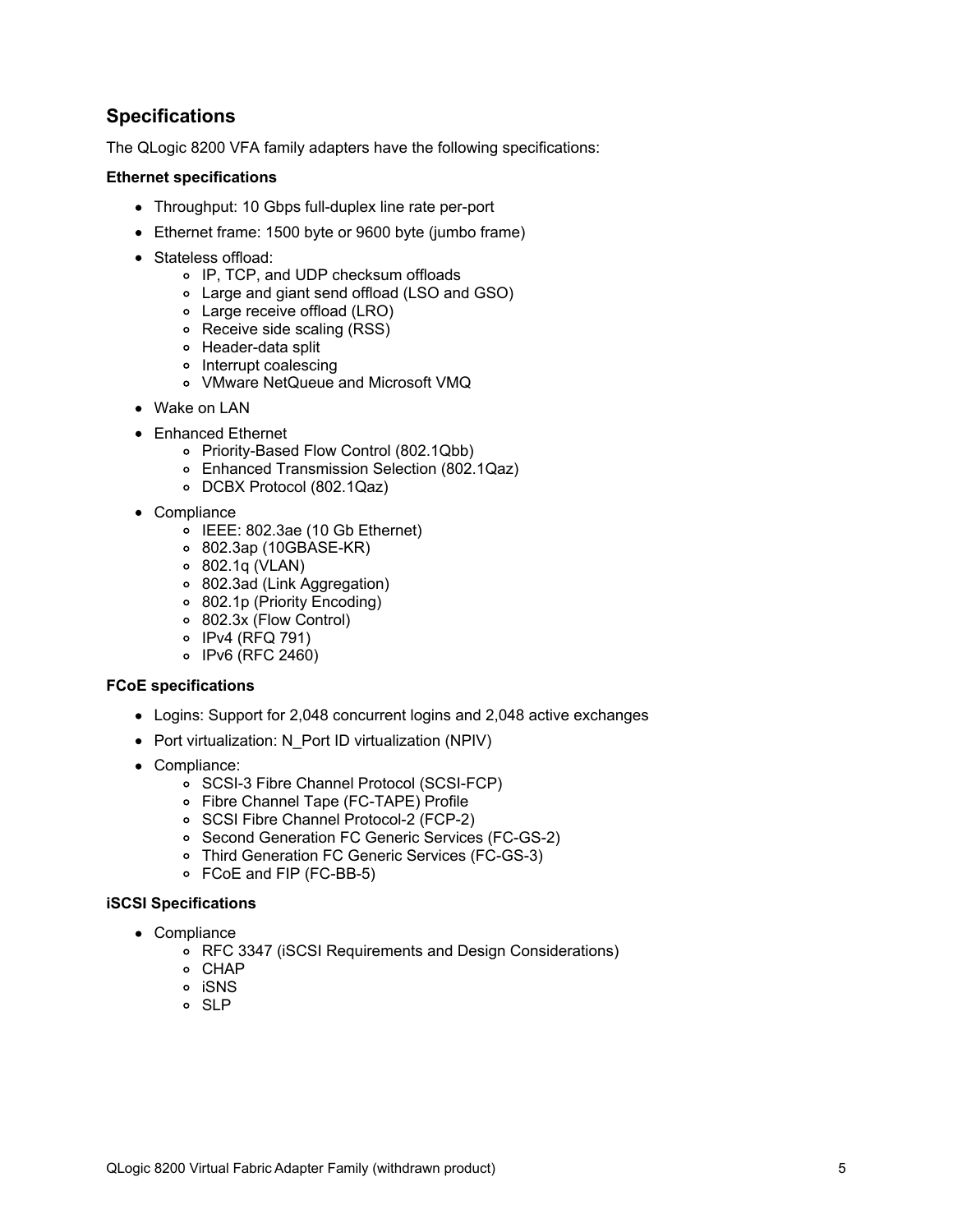## Specifications

The QLogic 8200 VFA family adapters have the following specifications:

**Ethernet specifications**

- Throughput: 10 Gbps full-duplex line rate per-port
- Ethernet frame: 1500 byte or 9600 byte (jumbo frame)
- Stateless offload:
  - IP, TCP, and UDP checksum offloads
  - Large and giant send offload (LSO and GSO)
  - Large receive offload (LRO)
  - Receive side scaling (RSS)
  - Header-data split
  - Interrupt coalescing
  - VMware NetQueue and Microsoft VMQ
- Wake on LAN
- Enhanced Ethernet
  - Priority-Based Flow Control (802.1Qbb)
  - Enhanced Transmission Selection (802.1Qaz)
  - DCBX Protocol (802.1Qaz)
- Compliance
  - IEEE: 802.3ae (10 Gb Ethernet)
  - 802.3ap (10GBASE-KR)
  - 802.1q (VLAN)
  - 802.3ad (Link Aggregation)
  - 802.1p (Priority Encoding)
  - 802.3x (Flow Control)
  - IPv4 (RFQ 791)
  - IPv6 (RFC 2460)

**FCoE specifications**

- Logins: Support for 2,048 concurrent logins and 2,048 active exchanges
- Port virtualization: N_Port ID virtualization (NPIV)
- Compliance:
  - SCSI-3 Fibre Channel Protocol (SCSI-FCP)
  - Fibre Channel Tape (FC-TAPE) Profile
  - SCSI Fibre Channel Protocol-2 (FCP-2)
  - Second Generation FC Generic Services (FC-GS-2)
  - Third Generation FC Generic Services (FC-GS-3)
  - FCoE and FIP (FC-BB-5)

**iSCSI Specifications**

- Compliance
  - RFC 3347 (iSCSI Requirements and Design Considerations)
  - CHAP
  - iSNS
  - SLP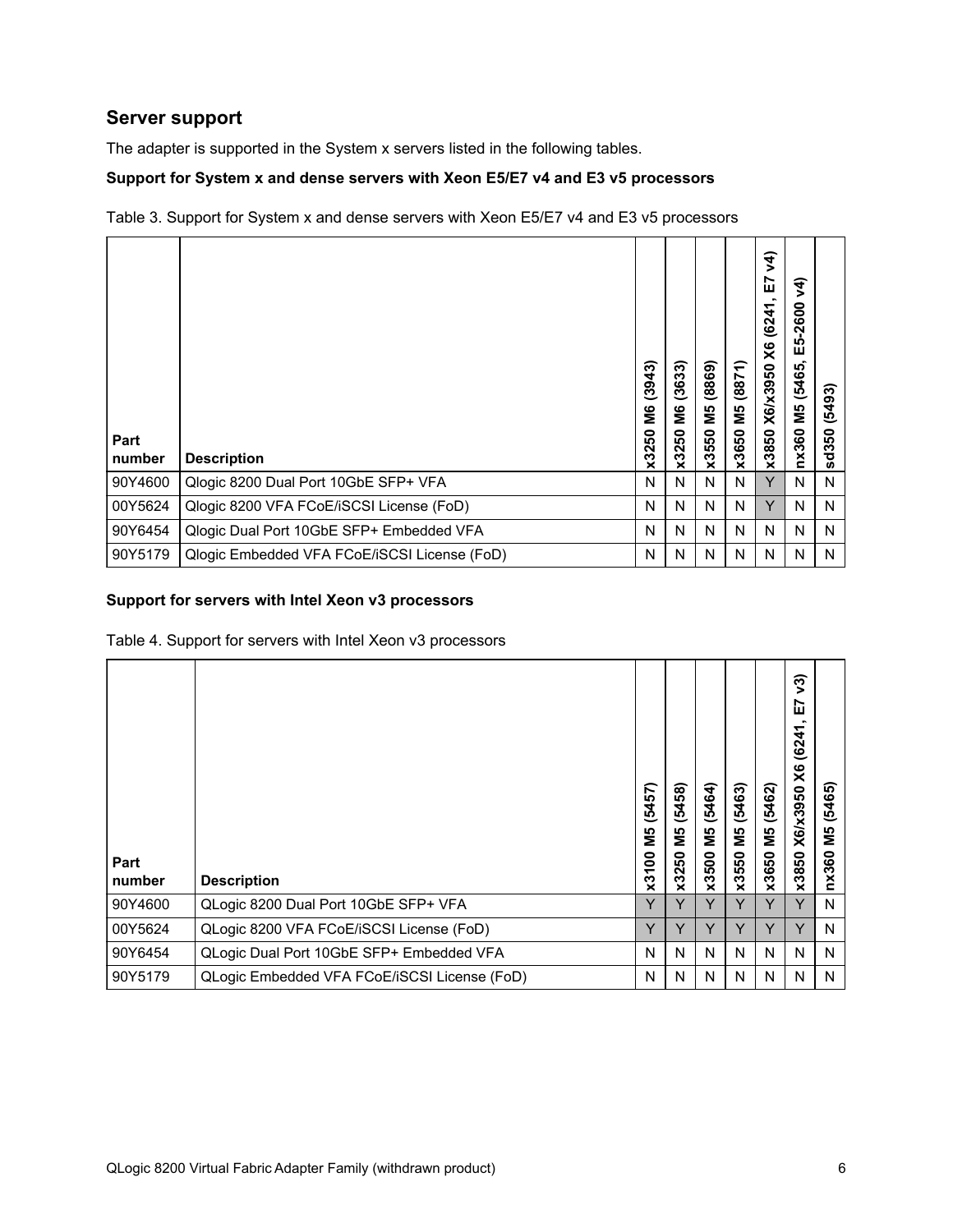## Server support

The adapter is supported in the System x servers listed in the following tables.

**Support for System x and dense servers with Xeon E5/E7 v4 and E3 v5 processors**

Table 3. Support for System x and dense servers with Xeon E5/E7 v4 and E3 v5 processors

| Part number | Description | x3250 M6 (3943) | x3250 M6 (3633) | x3550 M5 (8869) | x3650 M5 (8871) | x3850 X6/x3950 X6 (6241, E7 v4) | nx360 M5 (5465, E5-2600 v4) | sd350 (5493) |
|---|---|---|---|---|---|---|---|---|
| 90Y4600 | Qlogic 8200 Dual Port 10GbE SFP+ VFA | N | N | N | N | Y | N | N |
| 00Y5624 | Qlogic 8200 VFA FCoE/iSCSI License (FoD) | N | N | N | N | Y | N | N |
| 90Y6454 | Qlogic Dual Port 10GbE SFP+ Embedded VFA | N | N | N | N | N | N | N |
| 90Y5179 | Qlogic Embedded VFA FCoE/iSCSI License (FoD) | N | N | N | N | N | N | N |

**Support for servers with Intel Xeon v3 processors**

Table 4. Support for servers with Intel Xeon v3 processors

| Part number | Description | x3100 M5 (5457) | x3250 M5 (5458) | x3500 M5 (5464) | x3550 M5 (5463) | x3650 M5 (5462) | x3850 X6/x3950 X6 (6241, E7 v3) | nx360 M5 (5465) |
|---|---|---|---|---|---|---|---|---|
| 90Y4600 | QLogic 8200 Dual Port 10GbE SFP+ VFA | Y | Y | Y | Y | Y | Y | N |
| 00Y5624 | QLogic 8200 VFA FCoE/iSCSI License (FoD) | Y | Y | Y | Y | Y | Y | N |
| 90Y6454 | QLogic Dual Port 10GbE SFP+ Embedded VFA | N | N | N | N | N | N | N |
| 90Y5179 | QLogic Embedded VFA FCoE/iSCSI License (FoD) | N | N | N | N | N | N | N |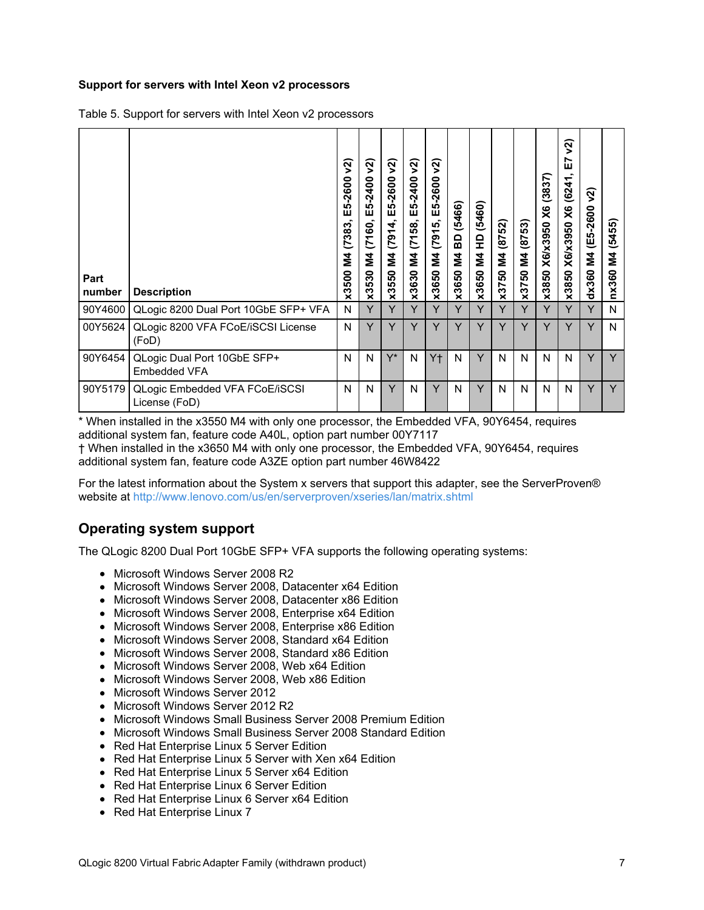**Support for servers with Intel Xeon v2 processors**

Table 5. Support for servers with Intel Xeon v2 processors

| Part number | Description | x3500 M4 (7383, E5-2600 v2) | x3530 M4 (7160, E5-2400 v2) | x3550 M4 (7914, E5-2600 v2) | x3630 M4 (7158, E5-2400 v2) | x3650 M4 (7915, E5-2600 v2) | x3650 M4 BD (5466) | x3650 M4 HD (5460) | x3750 M4 (8752) | x3750 M4 (8753) | x3850 X6/x3950 X6 (3837) | x3850 X6/x3950 X6 (6241, E7 v2) | dx360 M4 (E5-2600 v2) | nx360 M4 (5455) |
|---|---|---|---|---|---|---|---|---|---|---|---|---|---|---|
| 90Y4600 | QLogic 8200 Dual Port 10GbE SFP+ VFA | N | Y | Y | Y | Y | Y | Y | Y | Y | Y | Y | Y | N |
| 00Y5624 | QLogic 8200 VFA FCoE/iSCSI License (FoD) | N | Y | Y | Y | Y | Y | Y | Y | Y | Y | Y | Y | N |
| 90Y6454 | QLogic Dual Port 10GbE SFP+ Embedded VFA | N | N | Y* | N | Y† | N | Y | N | N | N | N | Y | Y |
| 90Y5179 | QLogic Embedded VFA FCoE/iSCSI License (FoD) | N | N | Y | N | Y | N | Y | N | N | N | N | Y | Y |

* When installed in the x3550 M4 with only one processor, the Embedded VFA, 90Y6454, requires additional system fan, feature code A40L, option part number 00Y7117
† When installed in the x3650 M4 with only one processor, the Embedded VFA, 90Y6454, requires additional system fan, feature code A3ZE option part number 46W8422

For the latest information about the System x servers that support this adapter, see the ServerProven® website at http://www.lenovo.com/us/en/serverproven/xseries/lan/matrix.shtml

## Operating system support

The QLogic 8200 Dual Port 10GbE SFP+ VFA supports the following operating systems:

- Microsoft Windows Server 2008 R2
- Microsoft Windows Server 2008, Datacenter x64 Edition
- Microsoft Windows Server 2008, Datacenter x86 Edition
- Microsoft Windows Server 2008, Enterprise x64 Edition
- Microsoft Windows Server 2008, Enterprise x86 Edition
- Microsoft Windows Server 2008, Standard x64 Edition
- Microsoft Windows Server 2008, Standard x86 Edition
- Microsoft Windows Server 2008, Web x64 Edition
- Microsoft Windows Server 2008, Web x86 Edition
- Microsoft Windows Server 2012
- Microsoft Windows Server 2012 R2
- Microsoft Windows Small Business Server 2008 Premium Edition
- Microsoft Windows Small Business Server 2008 Standard Edition
- Red Hat Enterprise Linux 5 Server Edition
- Red Hat Enterprise Linux 5 Server with Xen x64 Edition
- Red Hat Enterprise Linux 5 Server x64 Edition
- Red Hat Enterprise Linux 6 Server Edition
- Red Hat Enterprise Linux 6 Server x64 Edition
- Red Hat Enterprise Linux 7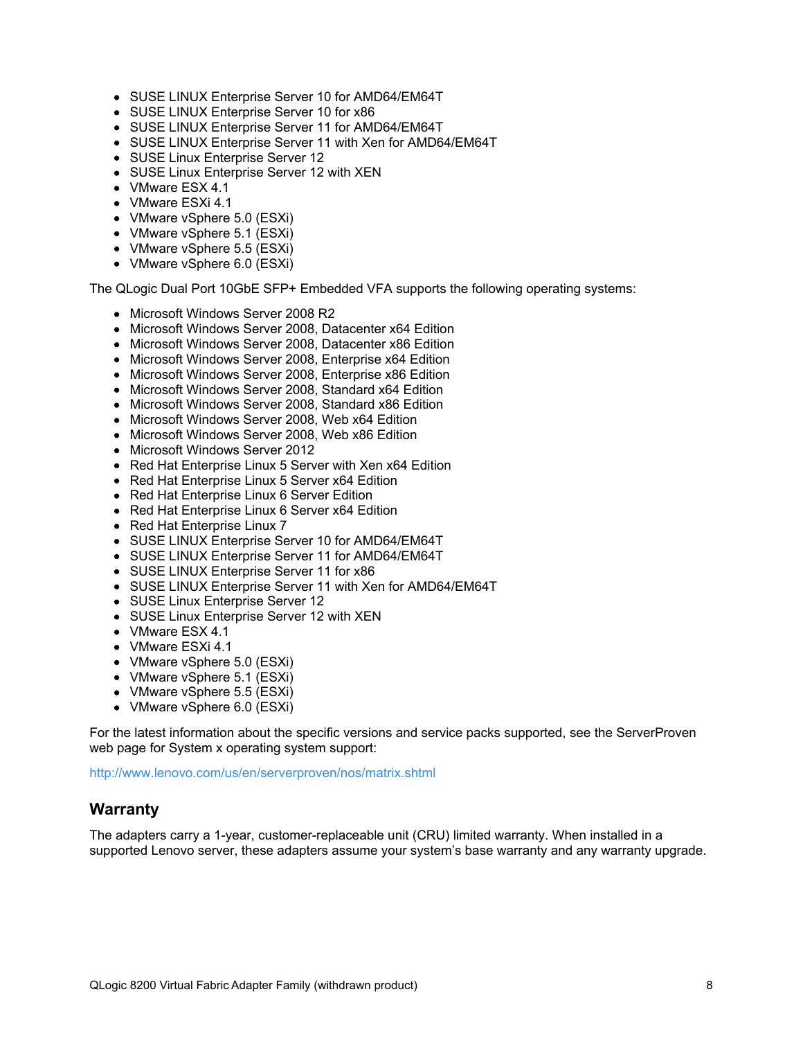- SUSE LINUX Enterprise Server 10 for AMD64/EM64T
- SUSE LINUX Enterprise Server 10 for x86
- SUSE LINUX Enterprise Server 11 for AMD64/EM64T
- SUSE LINUX Enterprise Server 11 with Xen for AMD64/EM64T
- SUSE Linux Enterprise Server 12
- SUSE Linux Enterprise Server 12 with XEN
- VMware ESX 4.1
- VMware ESXi 4.1
- VMware vSphere 5.0 (ESXi)
- VMware vSphere 5.1 (ESXi)
- VMware vSphere 5.5 (ESXi)
- VMware vSphere 6.0 (ESXi)

The QLogic Dual Port 10GbE SFP+ Embedded VFA supports the following operating systems:

- Microsoft Windows Server 2008 R2
- Microsoft Windows Server 2008, Datacenter x64 Edition
- Microsoft Windows Server 2008, Datacenter x86 Edition
- Microsoft Windows Server 2008, Enterprise x64 Edition
- Microsoft Windows Server 2008, Enterprise x86 Edition
- Microsoft Windows Server 2008, Standard x64 Edition
- Microsoft Windows Server 2008, Standard x86 Edition
- Microsoft Windows Server 2008, Web x64 Edition
- Microsoft Windows Server 2008, Web x86 Edition
- Microsoft Windows Server 2012
- Red Hat Enterprise Linux 5 Server with Xen x64 Edition
- Red Hat Enterprise Linux 5 Server x64 Edition
- Red Hat Enterprise Linux 6 Server Edition
- Red Hat Enterprise Linux 6 Server x64 Edition
- Red Hat Enterprise Linux 7
- SUSE LINUX Enterprise Server 10 for AMD64/EM64T
- SUSE LINUX Enterprise Server 11 for AMD64/EM64T
- SUSE LINUX Enterprise Server 11 for x86
- SUSE LINUX Enterprise Server 11 with Xen for AMD64/EM64T
- SUSE Linux Enterprise Server 12
- SUSE Linux Enterprise Server 12 with XEN
- VMware ESX 4.1
- VMware ESXi 4.1
- VMware vSphere 5.0 (ESXi)
- VMware vSphere 5.1 (ESXi)
- VMware vSphere 5.5 (ESXi)
- VMware vSphere 6.0 (ESXi)

For the latest information about the specific versions and service packs supported, see the ServerProven web page for System x operating system support:

http://www.lenovo.com/us/en/serverproven/nos/matrix.shtml

## Warranty

The adapters carry a 1-year, customer-replaceable unit (CRU) limited warranty. When installed in a supported Lenovo server, these adapters assume your system's base warranty and any warranty upgrade.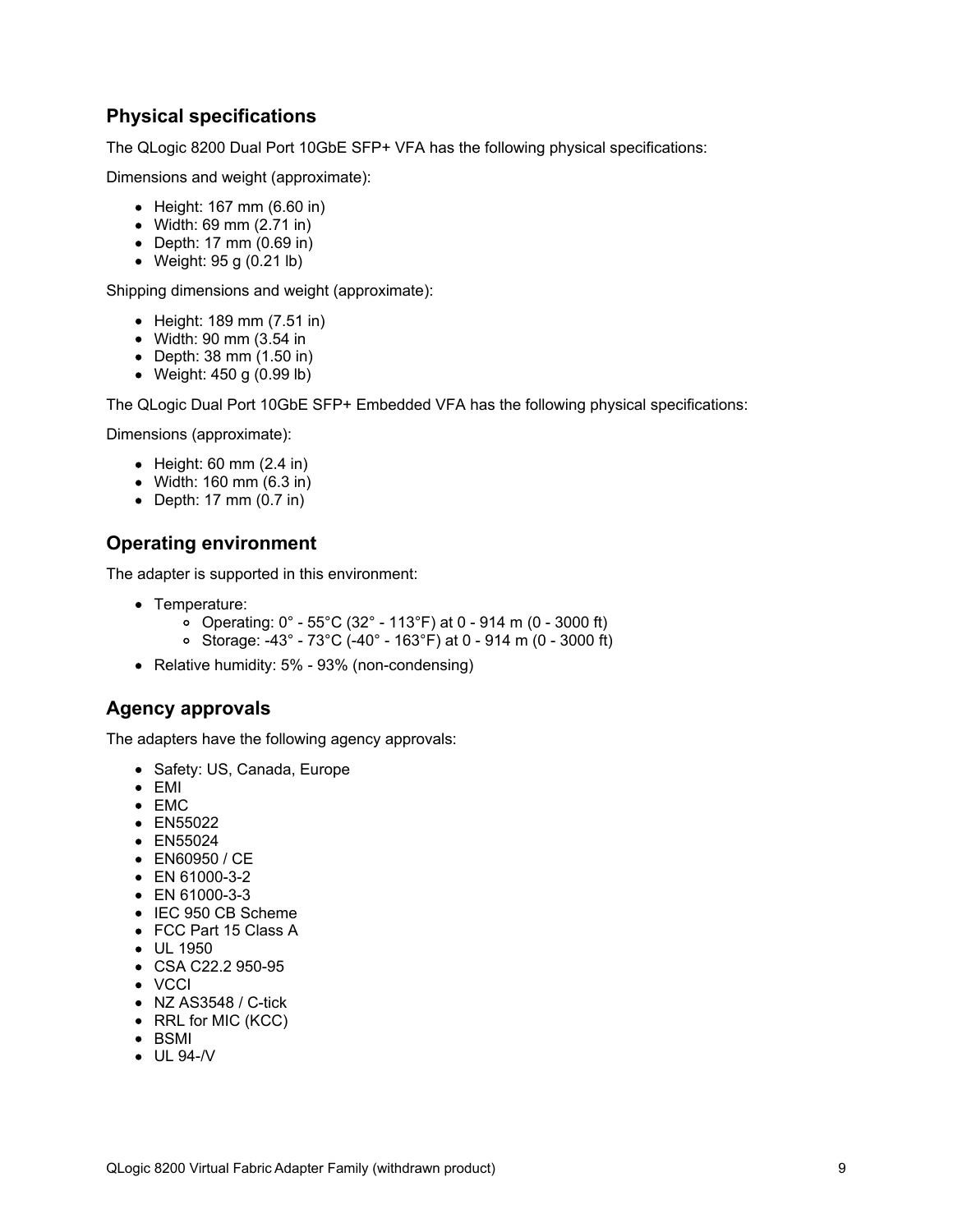## Physical specifications

The QLogic 8200 Dual Port 10GbE SFP+ VFA has the following physical specifications:

Dimensions and weight (approximate):

- Height: 167 mm (6.60 in)
- Width: 69 mm (2.71 in)
- Depth: 17 mm (0.69 in)
- Weight: 95 g (0.21 lb)

Shipping dimensions and weight (approximate):

- Height: 189 mm (7.51 in)
- Width: 90 mm (3.54 in
- Depth: 38 mm (1.50 in)
- Weight: 450 g (0.99 lb)

The QLogic Dual Port 10GbE SFP+ Embedded VFA has the following physical specifications:

Dimensions (approximate):

- Height: 60 mm (2.4 in)
- Width: 160 mm (6.3 in)
- Depth: 17 mm (0.7 in)

## Operating environment

The adapter is supported in this environment:

- Temperature:
  - Operating: 0° - 55°C (32° - 113°F) at 0 - 914 m (0 - 3000 ft)
  - Storage: -43° - 73°C (-40° - 163°F) at 0 - 914 m (0 - 3000 ft)
- Relative humidity: 5% - 93% (non-condensing)

## Agency approvals

The adapters have the following agency approvals:

- Safety: US, Canada, Europe
- EMI
- EMC
- EN55022
- EN55024
- EN60950 / CE
- EN 61000-3-2
- EN 61000-3-3
- IEC 950 CB Scheme
- FCC Part 15 Class A
- UL 1950
- CSA C22.2 950-95
- VCCI
- NZ AS3548 / C-tick
- RRL for MIC (KCC)
- BSMI
- UL 94-/V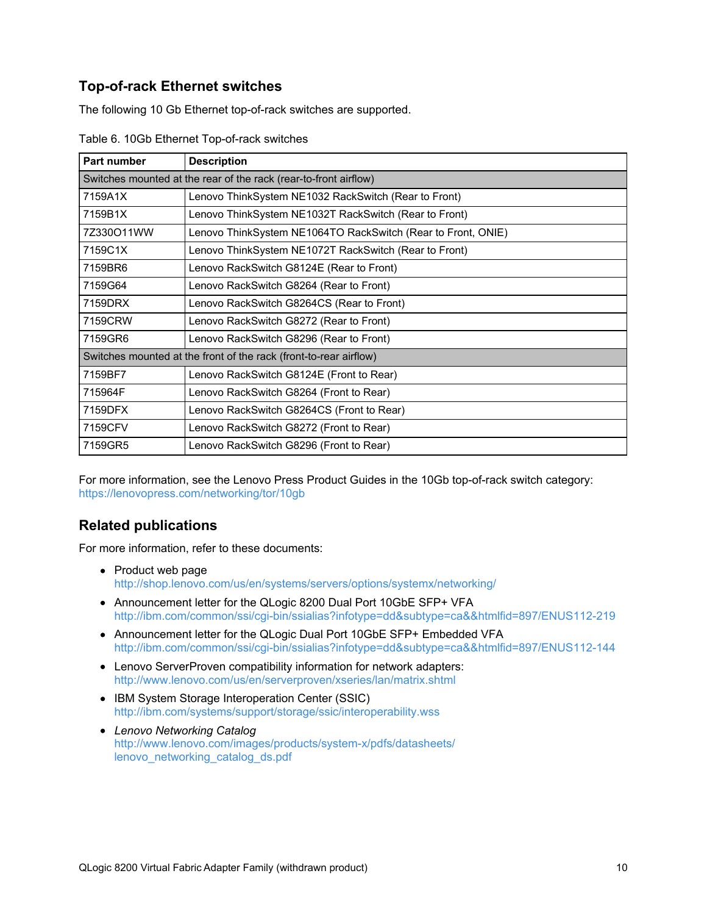## Top-of-rack Ethernet switches

The following 10 Gb Ethernet top-of-rack switches are supported.

Table 6. 10Gb Ethernet Top-of-rack switches

| Part number | Description |
|---|---|
| Switches mounted at the rear of the rack (rear-to-front airflow) | |
| 7159A1X | Lenovo ThinkSystem NE1032 RackSwitch (Rear to Front) |
| 7159B1X | Lenovo ThinkSystem NE1032T RackSwitch (Rear to Front) |
| 7Z330O11WW | Lenovo ThinkSystem NE1064TO RackSwitch (Rear to Front, ONIE) |
| 7159C1X | Lenovo ThinkSystem NE1072T RackSwitch (Rear to Front) |
| 7159BR6 | Lenovo RackSwitch G8124E (Rear to Front) |
| 7159G64 | Lenovo RackSwitch G8264 (Rear to Front) |
| 7159DRX | Lenovo RackSwitch G8264CS (Rear to Front) |
| 7159CRW | Lenovo RackSwitch G8272 (Rear to Front) |
| 7159GR6 | Lenovo RackSwitch G8296 (Rear to Front) |
| Switches mounted at the front of the rack (front-to-rear airflow) | |
| 7159BF7 | Lenovo RackSwitch G8124E (Front to Rear) |
| 715964F | Lenovo RackSwitch G8264 (Front to Rear) |
| 7159DFX | Lenovo RackSwitch G8264CS (Front to Rear) |
| 7159CFV | Lenovo RackSwitch G8272 (Front to Rear) |
| 7159GR5 | Lenovo RackSwitch G8296 (Front to Rear) |

For more information, see the Lenovo Press Product Guides in the 10Gb top-of-rack switch category: https://lenovopress.com/networking/tor/10gb

## Related publications

For more information, refer to these documents:

- Product web page
  http://shop.lenovo.com/us/en/systems/servers/options/systemx/networking/
- Announcement letter for the QLogic 8200 Dual Port 10GbE SFP+ VFA
  http://ibm.com/common/ssi/cgi-bin/ssialias?infotype=dd&subtype=ca&&htmlfid=897/ENUS112-219
- Announcement letter for the QLogic Dual Port 10GbE SFP+ Embedded VFA
  http://ibm.com/common/ssi/cgi-bin/ssialias?infotype=dd&subtype=ca&&htmlfid=897/ENUS112-144
- Lenovo ServerProven compatibility information for network adapters:
  http://www.lenovo.com/us/en/serverproven/xseries/lan/matrix.shtml
- IBM System Storage Interoperation Center (SSIC)
  http://ibm.com/systems/support/storage/ssic/interoperability.wss
- *Lenovo Networking Catalog*
  http://www.lenovo.com/images/products/system-x/pdfs/datasheets/lenovo_networking_catalog_ds.pdf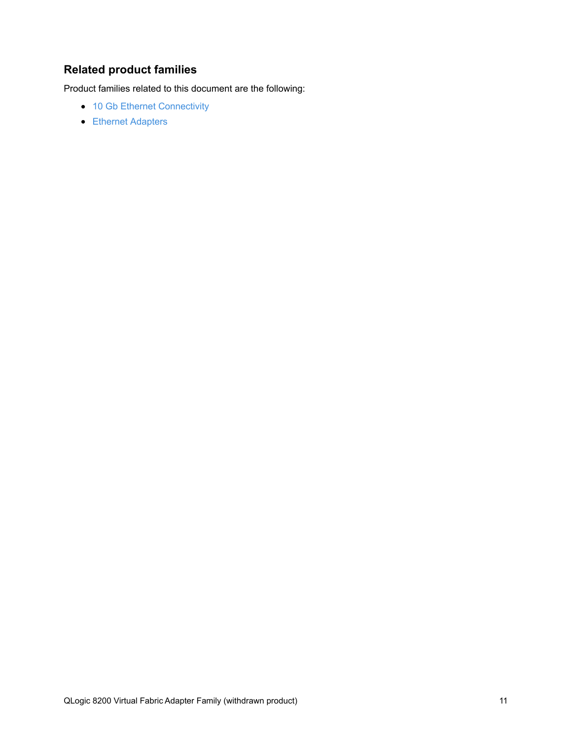## Related product families

Product families related to this document are the following:

- 10 Gb Ethernet Connectivity
- Ethernet Adapters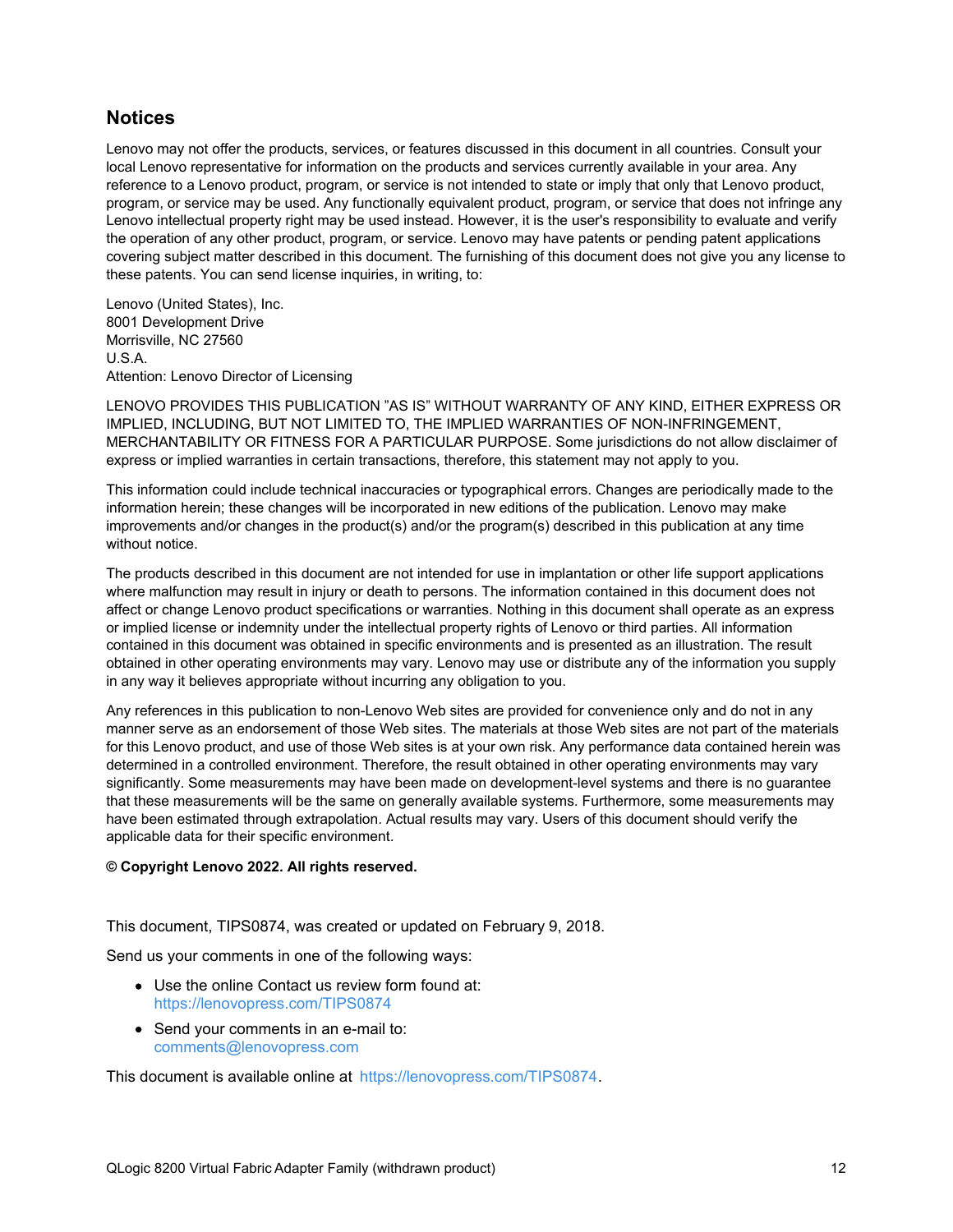## Notices

Lenovo may not offer the products, services, or features discussed in this document in all countries. Consult your local Lenovo representative for information on the products and services currently available in your area. Any reference to a Lenovo product, program, or service is not intended to state or imply that only that Lenovo product, program, or service may be used. Any functionally equivalent product, program, or service that does not infringe any Lenovo intellectual property right may be used instead. However, it is the user's responsibility to evaluate and verify the operation of any other product, program, or service. Lenovo may have patents or pending patent applications covering subject matter described in this document. The furnishing of this document does not give you any license to these patents. You can send license inquiries, in writing, to:

Lenovo (United States), Inc.
8001 Development Drive
Morrisville, NC 27560
U.S.A.
Attention: Lenovo Director of Licensing

LENOVO PROVIDES THIS PUBLICATION "AS IS" WITHOUT WARRANTY OF ANY KIND, EITHER EXPRESS OR IMPLIED, INCLUDING, BUT NOT LIMITED TO, THE IMPLIED WARRANTIES OF NON-INFRINGEMENT, MERCHANTABILITY OR FITNESS FOR A PARTICULAR PURPOSE. Some jurisdictions do not allow disclaimer of express or implied warranties in certain transactions, therefore, this statement may not apply to you.

This information could include technical inaccuracies or typographical errors. Changes are periodically made to the information herein; these changes will be incorporated in new editions of the publication. Lenovo may make improvements and/or changes in the product(s) and/or the program(s) described in this publication at any time without notice.

The products described in this document are not intended for use in implantation or other life support applications where malfunction may result in injury or death to persons. The information contained in this document does not affect or change Lenovo product specifications or warranties. Nothing in this document shall operate as an express or implied license or indemnity under the intellectual property rights of Lenovo or third parties. All information contained in this document was obtained in specific environments and is presented as an illustration. The result obtained in other operating environments may vary. Lenovo may use or distribute any of the information you supply in any way it believes appropriate without incurring any obligation to you.

Any references in this publication to non-Lenovo Web sites are provided for convenience only and do not in any manner serve as an endorsement of those Web sites. The materials at those Web sites are not part of the materials for this Lenovo product, and use of those Web sites is at your own risk. Any performance data contained herein was determined in a controlled environment. Therefore, the result obtained in other operating environments may vary significantly. Some measurements may have been made on development-level systems and there is no guarantee that these measurements will be the same on generally available systems. Furthermore, some measurements may have been estimated through extrapolation. Actual results may vary. Users of this document should verify the applicable data for their specific environment.

**© Copyright Lenovo 2022. All rights reserved.**

This document, TIPS0874, was created or updated on February 9, 2018.

Send us your comments in one of the following ways:

- Use the online Contact us review form found at:
  https://lenovopress.com/TIPS0874
- Send your comments in an e-mail to:
  comments@lenovopress.com

This document is available online at https://lenovopress.com/TIPS0874.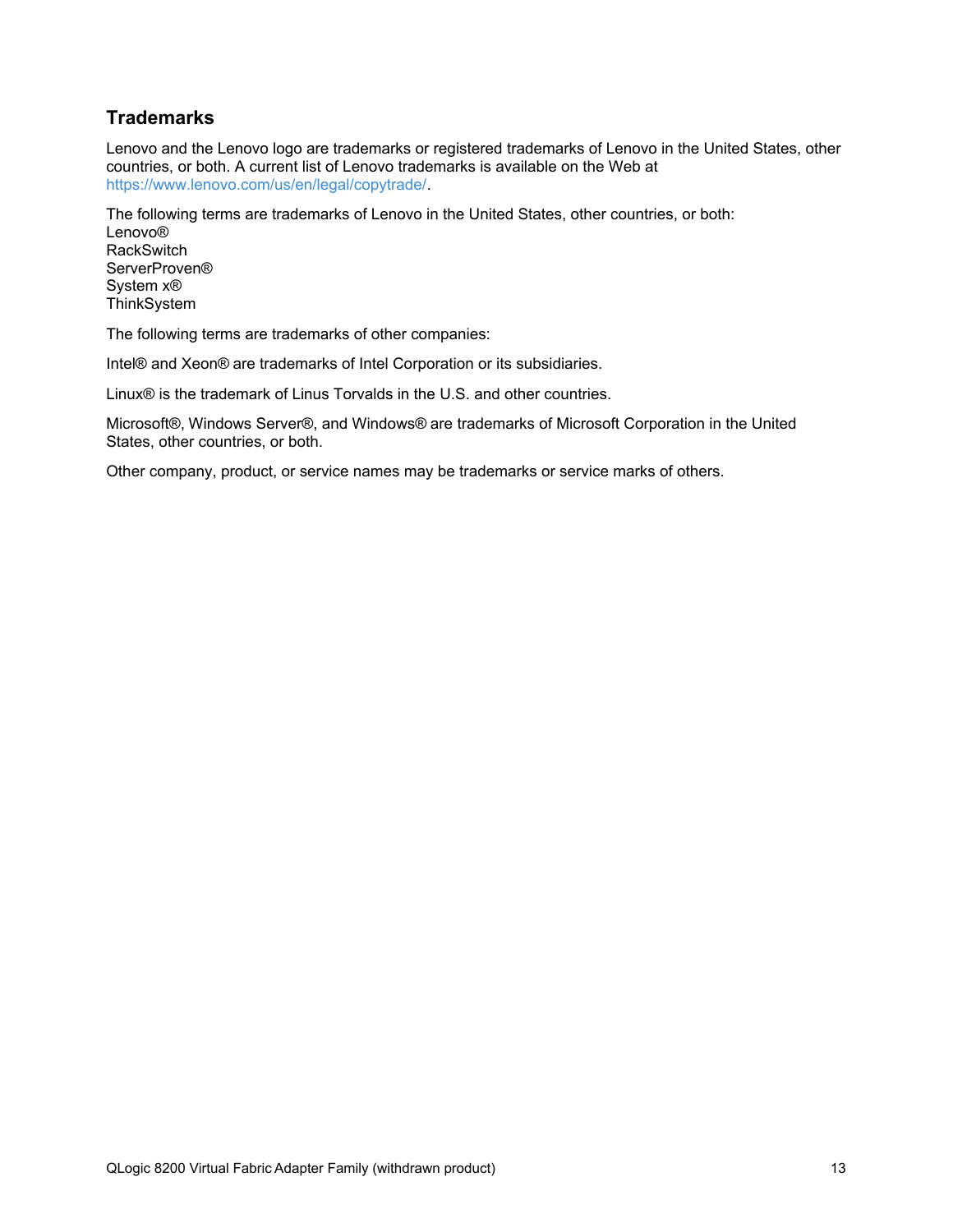## Trademarks

Lenovo and the Lenovo logo are trademarks or registered trademarks of Lenovo in the United States, other countries, or both. A current list of Lenovo trademarks is available on the Web at https://www.lenovo.com/us/en/legal/copytrade/.

The following terms are trademarks of Lenovo in the United States, other countries, or both:
Lenovo®
RackSwitch
ServerProven®
System x®
ThinkSystem

The following terms are trademarks of other companies:

Intel® and Xeon® are trademarks of Intel Corporation or its subsidiaries.

Linux® is the trademark of Linus Torvalds in the U.S. and other countries.

Microsoft®, Windows Server®, and Windows® are trademarks of Microsoft Corporation in the United States, other countries, or both.

Other company, product, or service names may be trademarks or service marks of others.